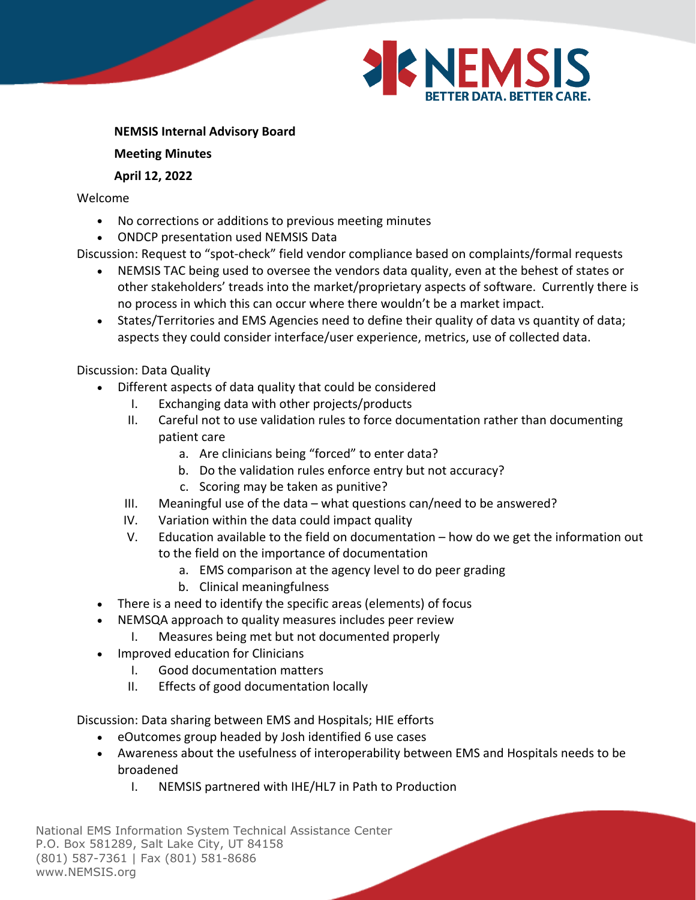**NEMSIS Internal Advisory Board**

**Meeting Minutes**

**April 12, 2022**

Welcome

- No corrections or additions to previous meeting minutes
- ONDCP presentation used NEMSIS Data

Discussion: Request to "spot-check" field vendor compliance based on complaints/formal requests

- NEMSIS TAC being used to oversee the vendors data quality, even at the behest of states or other stakeholders' treads into the market/proprietary aspects of software. Currently there is no process in which this can occur where there wouldn't be a market impact.
- States/Territories and EMS Agencies need to define their quality of data vs quantity of data; aspects they could consider interface/user experience, metrics, use of collected data.

Discussion: Data Quality

- Different aspects of data quality that could be considered
  - I. Exchanging data with other projects/products
  - II. Careful not to use validation rules to force documentation rather than documenting patient care
    - a. Are clinicians being "forced" to enter data?
    - b. Do the validation rules enforce entry but not accuracy?
    - c. Scoring may be taken as punitive?
  - III. Meaningful use of the data – what questions can/need to be answered?
  - IV. Variation within the data could impact quality
  - V. Education available to the field on documentation – how do we get the information out to the field on the importance of documentation
    - a. EMS comparison at the agency level to do peer grading
    - b. Clinical meaningfulness
- There is a need to identify the specific areas (elements) of focus
- NEMSQA approach to quality measures includes peer review
  - I. Measures being met but not documented properly
- Improved education for Clinicians
  - I. Good documentation matters
  - II. Effects of good documentation locally

Discussion: Data sharing between EMS and Hospitals; HIE efforts

- eOutcomes group headed by Josh identified 6 use cases
- Awareness about the usefulness of interoperability between EMS and Hospitals needs to be broadened
  - I. NEMSIS partnered with IHE/HL7 in Path to Production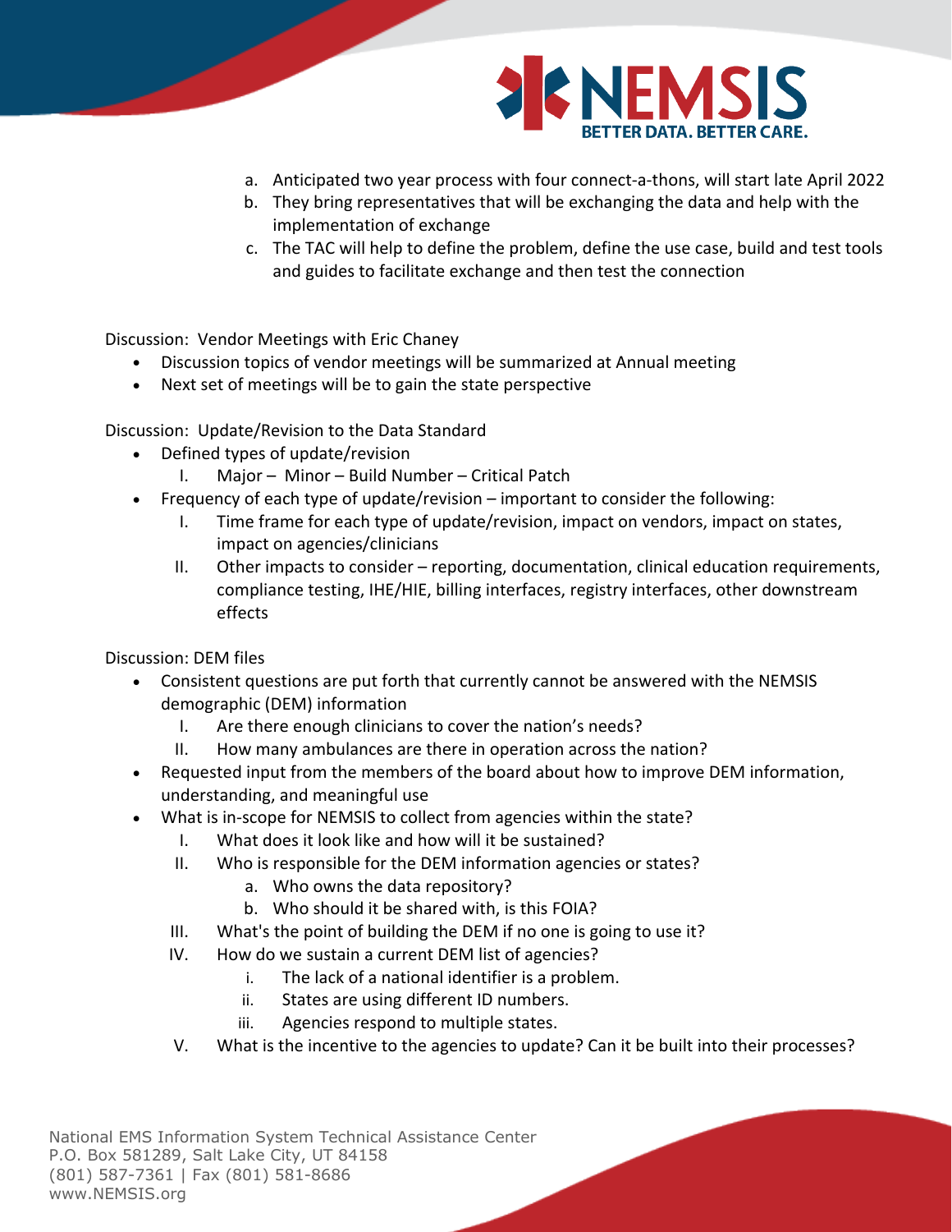a. Anticipated two year process with four connect-a-thons, will start late April 2022
b. They bring representatives that will be exchanging the data and help with the implementation of exchange
c. The TAC will help to define the problem, define the use case, build and test tools and guides to facilitate exchange and then test the connection

Discussion: Vendor Meetings with Eric Chaney

- Discussion topics of vendor meetings will be summarized at Annual meeting
- Next set of meetings will be to gain the state perspective

Discussion: Update/Revision to the Data Standard

- Defined types of update/revision
  - I. Major – Minor – Build Number – Critical Patch
- Frequency of each type of update/revision – important to consider the following:
  - I. Time frame for each type of update/revision, impact on vendors, impact on states, impact on agencies/clinicians
  - II. Other impacts to consider – reporting, documentation, clinical education requirements, compliance testing, IHE/HIE, billing interfaces, registry interfaces, other downstream effects

Discussion: DEM files

- Consistent questions are put forth that currently cannot be answered with the NEMSIS demographic (DEM) information
  - I. Are there enough clinicians to cover the nation's needs?
  - II. How many ambulances are there in operation across the nation?
- Requested input from the members of the board about how to improve DEM information, understanding, and meaningful use
- What is in-scope for NEMSIS to collect from agencies within the state?
  - I. What does it look like and how will it be sustained?
  - II. Who is responsible for the DEM information agencies or states?
    - a. Who owns the data repository?
    - b. Who should it be shared with, is this FOIA?
  - III. What's the point of building the DEM if no one is going to use it?
  - IV. How do we sustain a current DEM list of agencies?
    - i. The lack of a national identifier is a problem.
    - ii. States are using different ID numbers.
    - iii. Agencies respond to multiple states.
  - V. What is the incentive to the agencies to update? Can it be built into their processes?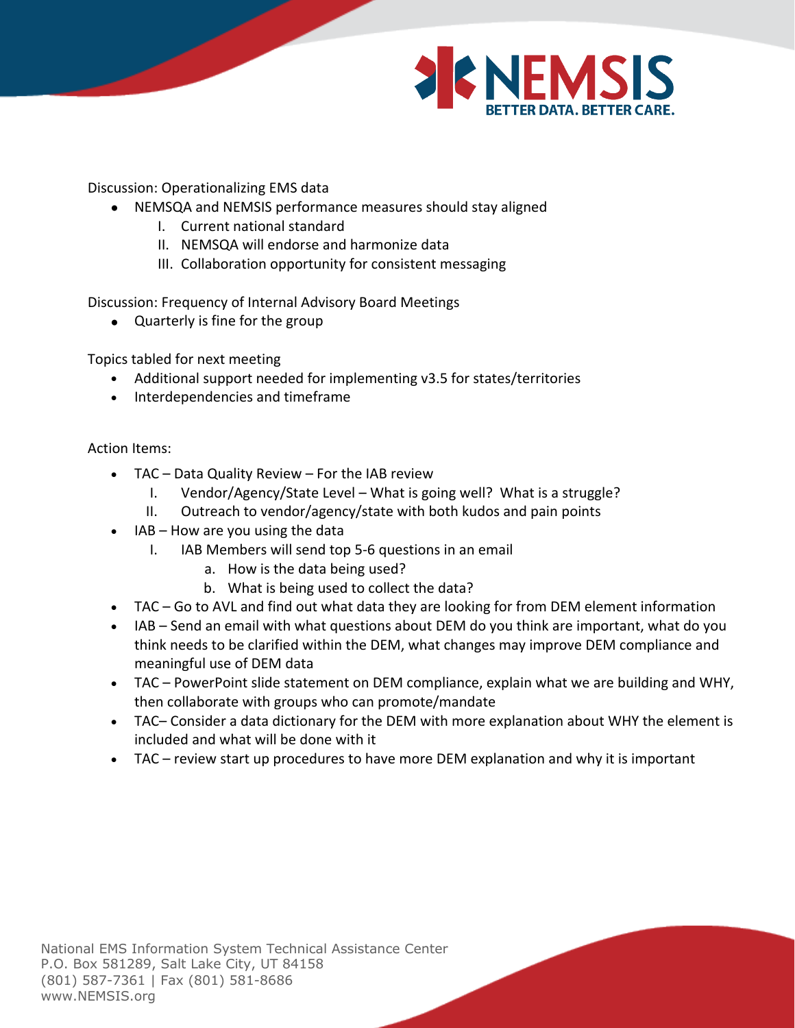Discussion: Operationalizing EMS data

- NEMSQA and NEMSIS performance measures should stay aligned
  - I. Current national standard
  - II. NEMSQA will endorse and harmonize data
  - III. Collaboration opportunity for consistent messaging

Discussion: Frequency of Internal Advisory Board Meetings

- Quarterly is fine for the group

Topics tabled for next meeting

- Additional support needed for implementing v3.5 for states/territories
- Interdependencies and timeframe

Action Items:

- TAC – Data Quality Review – For the IAB review
  - I. Vendor/Agency/State Level – What is going well? What is a struggle?
  - II. Outreach to vendor/agency/state with both kudos and pain points
- IAB – How are you using the data
  - I. IAB Members will send top 5-6 questions in an email
    - a. How is the data being used?
    - b. What is being used to collect the data?
- TAC – Go to AVL and find out what data they are looking for from DEM element information
- IAB – Send an email with what questions about DEM do you think are important, what do you think needs to be clarified within the DEM, what changes may improve DEM compliance and meaningful use of DEM data
- TAC – PowerPoint slide statement on DEM compliance, explain what we are building and WHY, then collaborate with groups who can promote/mandate
- TAC– Consider a data dictionary for the DEM with more explanation about WHY the element is included and what will be done with it
- TAC – review start up procedures to have more DEM explanation and why it is important